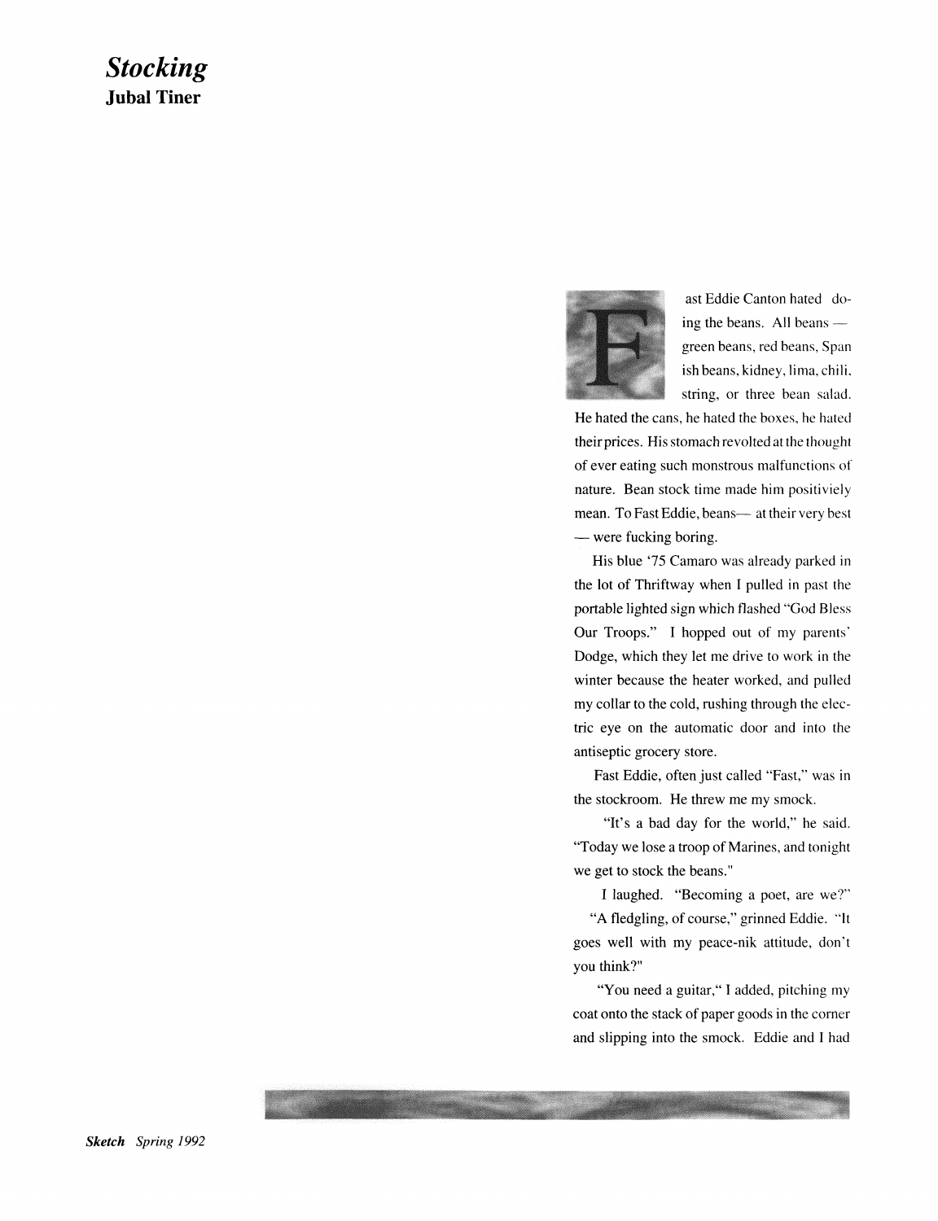# *Stocking*

## Jubal Tiner

Fast Eddie Canton hated doing the beans. All beans — green beans, red beans, Spanish beans, kidney, lima, chili, string, or three bean salad. He hated the cans, he hated the boxes, he hated their prices. His stomach revolted at the thought of ever eating such monstrous malfunctions of nature. Bean stock time made him positiviely mean. To Fast Eddie, beans— at their very best — were fucking boring.

His blue '75 Camaro was already parked in the lot of Thriftway when I pulled in past the portable lighted sign which flashed "God Bless Our Troops." I hopped out of my parents' Dodge, which they let me drive to work in the winter because the heater worked, and pulled my collar to the cold, rushing through the electric eye on the automatic door and into the antiseptic grocery store.

Fast Eddie, often just called "Fast," was in the stockroom. He threw me my smock.

"It's a bad day for the world," he said. "Today we lose a troop of Marines, and tonight we get to stock the beans."

I laughed. "Becoming a poet, are we?"

"A fledgling, of course," grinned Eddie. "It goes well with my peace-nik attitude, don't you think?"

"You need a guitar," I added, pitching my coat onto the stack of paper goods in the corner and slipping into the smock. Eddie and I had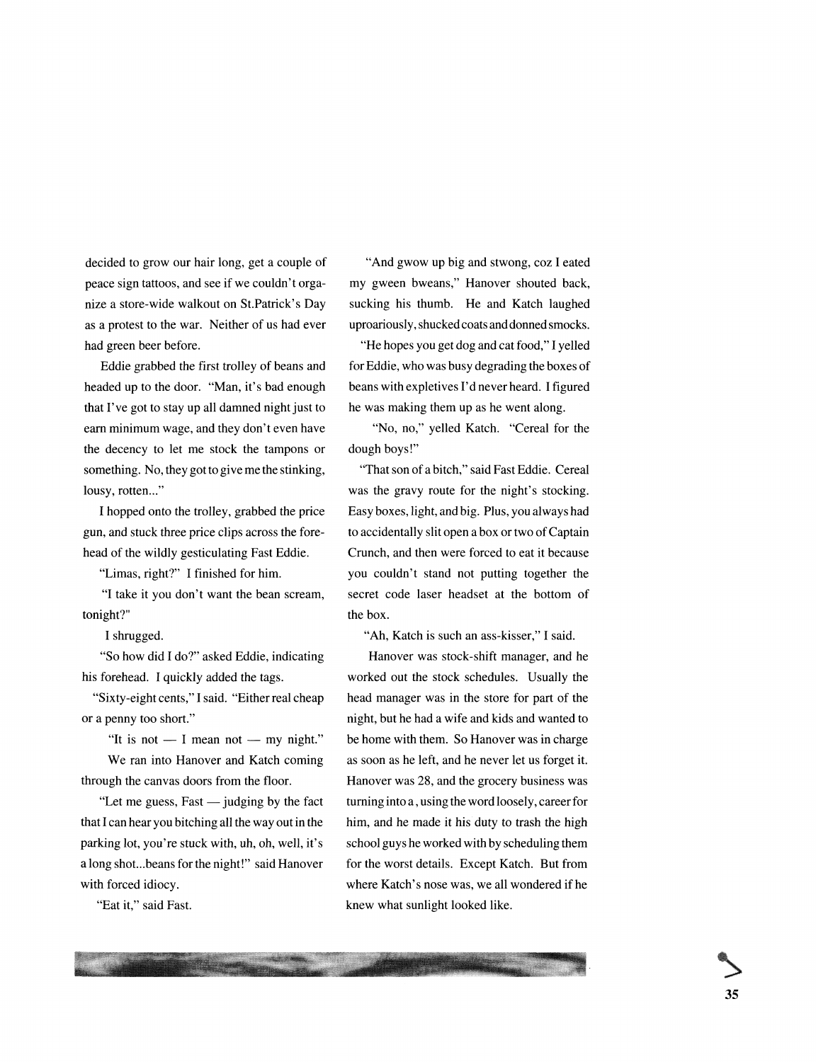decided to grow our hair long, get a couple of peace sign tattoos, and see if we couldn't organize a store-wide walkout on St.Patrick's Day as a protest to the war. Neither of us had ever had green beer before.

Eddie grabbed the first trolley of beans and headed up to the door. "Man, it's bad enough that I've got to stay up all damned night just to earn minimum wage, and they don't even have the decency to let me stock the tampons or something. No, they got to give me the stinking, lousy, rotten..."

I hopped onto the trolley, grabbed the price gun, and stuck three price clips across the forehead of the wildly gesticulating Fast Eddie.

"Limas, right?" I finished for him.

"I take it you don't want the bean scream, tonight?"

I shrugged.

"So how did I do?" asked Eddie, indicating his forehead. I quickly added the tags.

"Sixty-eight cents," I said. "Either real cheap or a penny too short."

"It is not — I mean not — my night."

We ran into Hanover and Katch coming through the canvas doors from the floor.

"Let me guess, Fast — judging by the fact that I can hear you bitching all the way out in the parking lot, you're stuck with, uh, oh, well, it's a long shot...beans for the night!" said Hanover with forced idiocy.

"Eat it," said Fast.

"And gwow up big and stwong, coz I eated my gween bweans," Hanover shouted back, sucking his thumb. He and Katch laughed uproariously, shucked coats and donned smocks.

"He hopes you get dog and cat food," I yelled for Eddie, who was busy degrading the boxes of beans with expletives I'd never heard. I figured he was making them up as he went along.

"No, no," yelled Katch. "Cereal for the dough boys!"

"That son of a bitch," said Fast Eddie. Cereal was the gravy route for the night's stocking. Easy boxes, light, and big. Plus, you always had to accidentally slit open a box or two of Captain Crunch, and then were forced to eat it because you couldn't stand not putting together the secret code laser headset at the bottom of the box.

"Ah, Katch is such an ass-kisser," I said.

Hanover was stock-shift manager, and he worked out the stock schedules. Usually the head manager was in the store for part of the night, but he had a wife and kids and wanted to be home with them. So Hanover was in charge as soon as he left, and he never let us forget it. Hanover was 28, and the grocery business was turning into a , using the word loosely, career for him, and he made it his duty to trash the high school guys he worked with by scheduling them for the worst details. Except Katch. But from where Katch's nose was, we all wondered if he knew what sunlight looked like.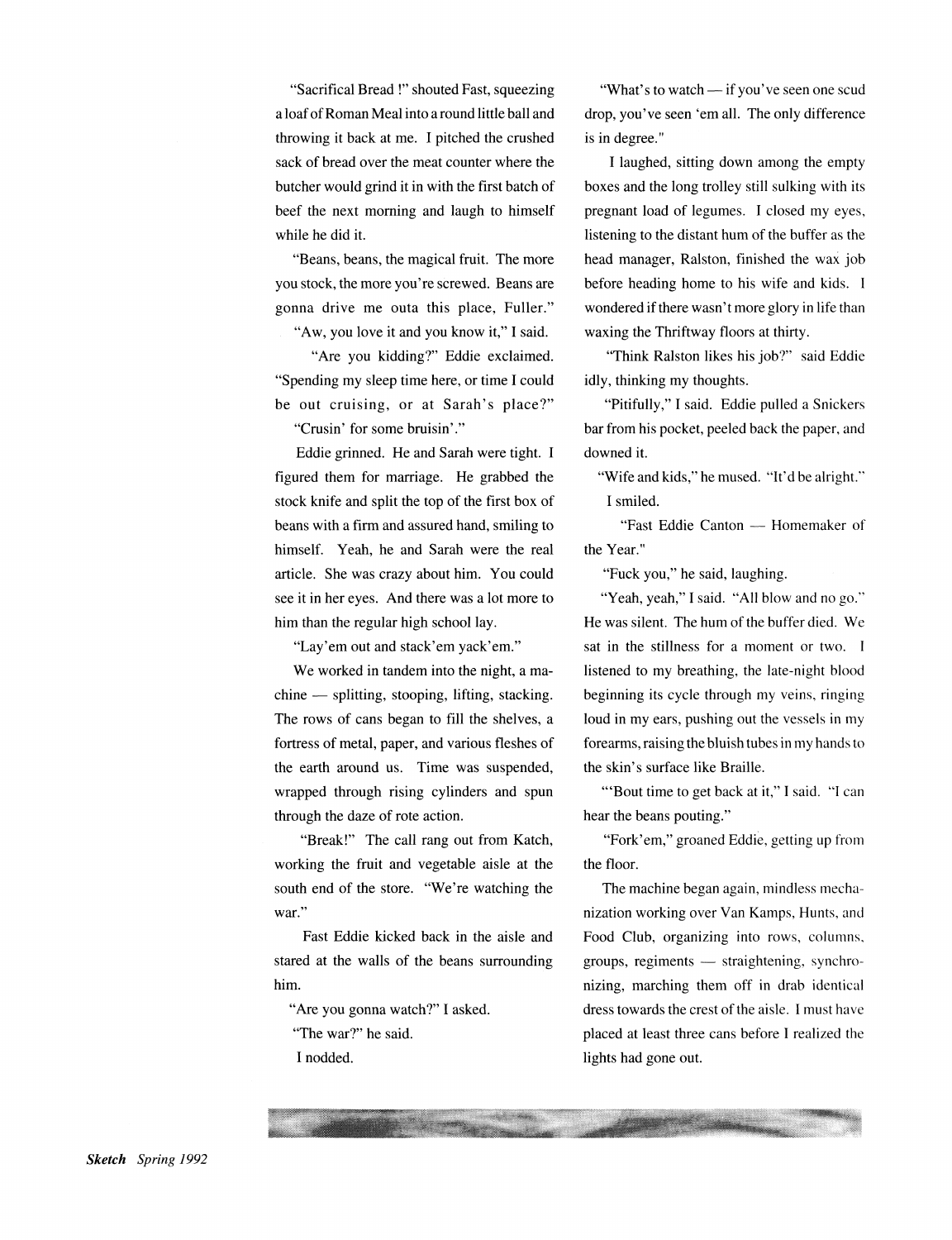"Sacrifical Bread !" shouted Fast, squeezing a loaf of Roman Meal into a round little ball and throwing it back at me. I pitched the crushed sack of bread over the meat counter where the butcher would grind it in with the first batch of beef the next morning and laugh to himself while he did it.

"Beans, beans, the magical fruit. The more you stock, the more you're screwed. Beans are gonna drive me outa this place, Fuller."

"Aw, you love it and you know it," I said.

"Are you kidding?" Eddie exclaimed. "Spending my sleep time here, or time I could be out cruising, or at Sarah's place?"

"Crusin' for some bruisin'."

Eddie grinned. He and Sarah were tight. I figured them for marriage. He grabbed the stock knife and split the top of the first box of beans with a firm and assured hand, smiling to himself. Yeah, he and Sarah were the real article. She was crazy about him. You could see it in her eyes. And there was a lot more to him than the regular high school lay.

"Lay'em out and stack'em yack'em."

We worked in tandem into the night, a machine — splitting, stooping, lifting, stacking. The rows of cans began to fill the shelves, a fortress of metal, paper, and various fleshes of the earth around us. Time was suspended, wrapped through rising cylinders and spun through the daze of rote action.

"Break!" The call rang out from Katch, working the fruit and vegetable aisle at the south end of the store. "We're watching the war."

Fast Eddie kicked back in the aisle and stared at the walls of the beans surrounding him.

"Are you gonna watch?" I asked.

"The war?" he said.

I nodded.

"What's to watch — if you've seen one scud drop, you've seen 'em all. The only difference is in degree."

I laughed, sitting down among the empty boxes and the long trolley still sulking with its pregnant load of legumes. I closed my eyes, listening to the distant hum of the buffer as the head manager, Ralston, finished the wax job before heading home to his wife and kids. I wondered if there wasn't more glory in life than waxing the Thriftway floors at thirty.

"Think Ralston likes his job?" said Eddie idly, thinking my thoughts.

"Pitifully," I said. Eddie pulled a Snickers bar from his pocket, peeled back the paper, and downed it.

"Wife and kids," he mused. "It'd be alright."

I smiled.

"Fast Eddie Canton — Homemaker of the Year."

"Fuck you," he said, laughing.

"Yeah, yeah," I said. "All blow and no go." He was silent. The hum of the buffer died. We sat in the stillness for a moment or two. I listened to my breathing, the late-night blood beginning its cycle through my veins, ringing loud in my ears, pushing out the vessels in my forearms, raising the bluish tubes in my hands to the skin's surface like Braille.

"'Bout time to get back at it," I said. "I can hear the beans pouting."

"Fork'em," groaned Eddie, getting up from the floor.

The machine began again, mindless mechanization working over Van Kamps, Hunts, and Food Club, organizing into rows, columns, groups, regiments — straightening, synchronizing, marching them off in drab identical dress towards the crest of the aisle. I must have placed at least three cans before I realized the lights had gone out.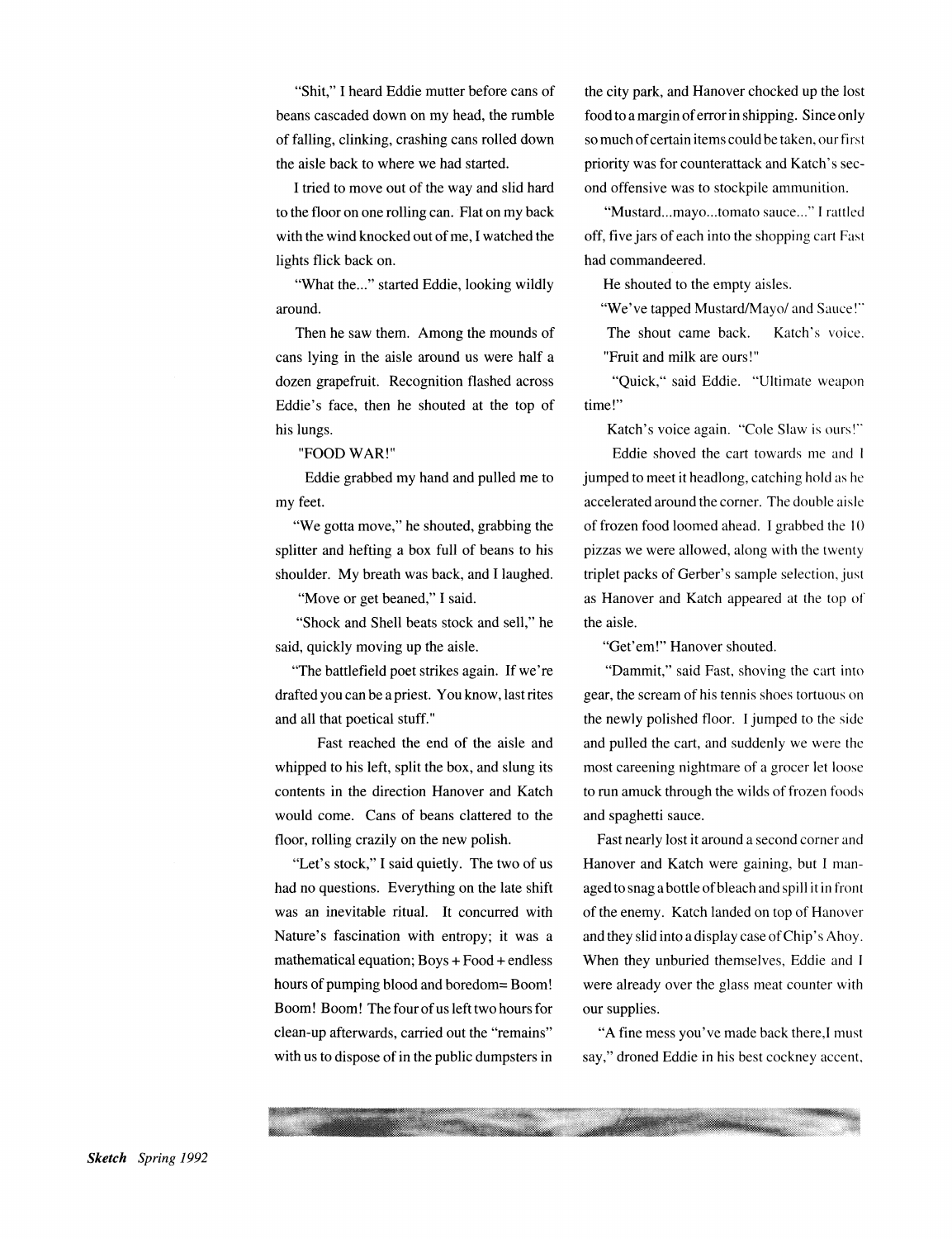"Shit," I heard Eddie mutter before cans of beans cascaded down on my head, the rumble of falling, clinking, crashing cans rolled down the aisle back to where we had started.

I tried to move out of the way and slid hard to the floor on one rolling can. Flat on my back with the wind knocked out of me, I watched the lights flick back on.

"What the..." started Eddie, looking wildly around.

Then he saw them. Among the mounds of cans lying in the aisle around us were half a dozen grapefruit. Recognition flashed across Eddie's face, then he shouted at the top of his lungs.

"FOOD WAR!"

Eddie grabbed my hand and pulled me to my feet.

"We gotta move," he shouted, grabbing the splitter and hefting a box full of beans to his shoulder. My breath was back, and I laughed.

"Move or get beaned," I said.

"Shock and Shell beats stock and sell," he said, quickly moving up the aisle.

"The battlefield poet strikes again. If we're drafted you can be a priest. You know, last rites and all that poetical stuff."

Fast reached the end of the aisle and whipped to his left, split the box, and slung its contents in the direction Hanover and Katch would come. Cans of beans clattered to the floor, rolling crazily on the new polish.

"Let's stock," I said quietly. The two of us had no questions. Everything on the late shift was an inevitable ritual. It concurred with Nature's fascination with entropy; it was a mathematical equation; Boys + Food + endless hours of pumping blood and boredom= Boom! Boom! Boom! The four of us left two hours for clean-up afterwards, carried out the "remains" with us to dispose of in the public dumpsters in the city park, and Hanover chocked up the lost food to a margin of error in shipping. Since only so much of certain items could be taken, our first priority was for counterattack and Katch's second offensive was to stockpile ammunition.

"Mustard...mayo...tomato sauce..." I rattled off, five jars of each into the shopping cart Fast had commandeered.

He shouted to the empty aisles.

"We've tapped Mustard/Mayo/ and Sauce!"

The shout came back. Katch's voice.

"Fruit and milk are ours!"

"Quick," said Eddie. "Ultimate weapon time!"

Katch's voice again. "Cole Slaw is ours!"

Eddie shoved the cart towards me and I jumped to meet it headlong, catching hold as he accelerated around the corner. The double aisle of frozen food loomed ahead. I grabbed the 10 pizzas we were allowed, along with the twenty triplet packs of Gerber's sample selection, just as Hanover and Katch appeared at the top of the aisle.

"Get'em!" Hanover shouted.

"Dammit," said Fast, shoving the cart into gear, the scream of his tennis shoes tortuous on the newly polished floor. I jumped to the side and pulled the cart, and suddenly we were the most careening nightmare of a grocer let loose to run amuck through the wilds of frozen foods and spaghetti sauce.

Fast nearly lost it around a second corner and Hanover and Katch were gaining, but I managed to snag a bottle of bleach and spill it in front of the enemy. Katch landed on top of Hanover and they slid into a display case of Chip's Ahoy. When they unburied themselves, Eddie and I were already over the glass meat counter with our supplies.

"A fine mess you've made back there,I must say," droned Eddie in his best cockney accent,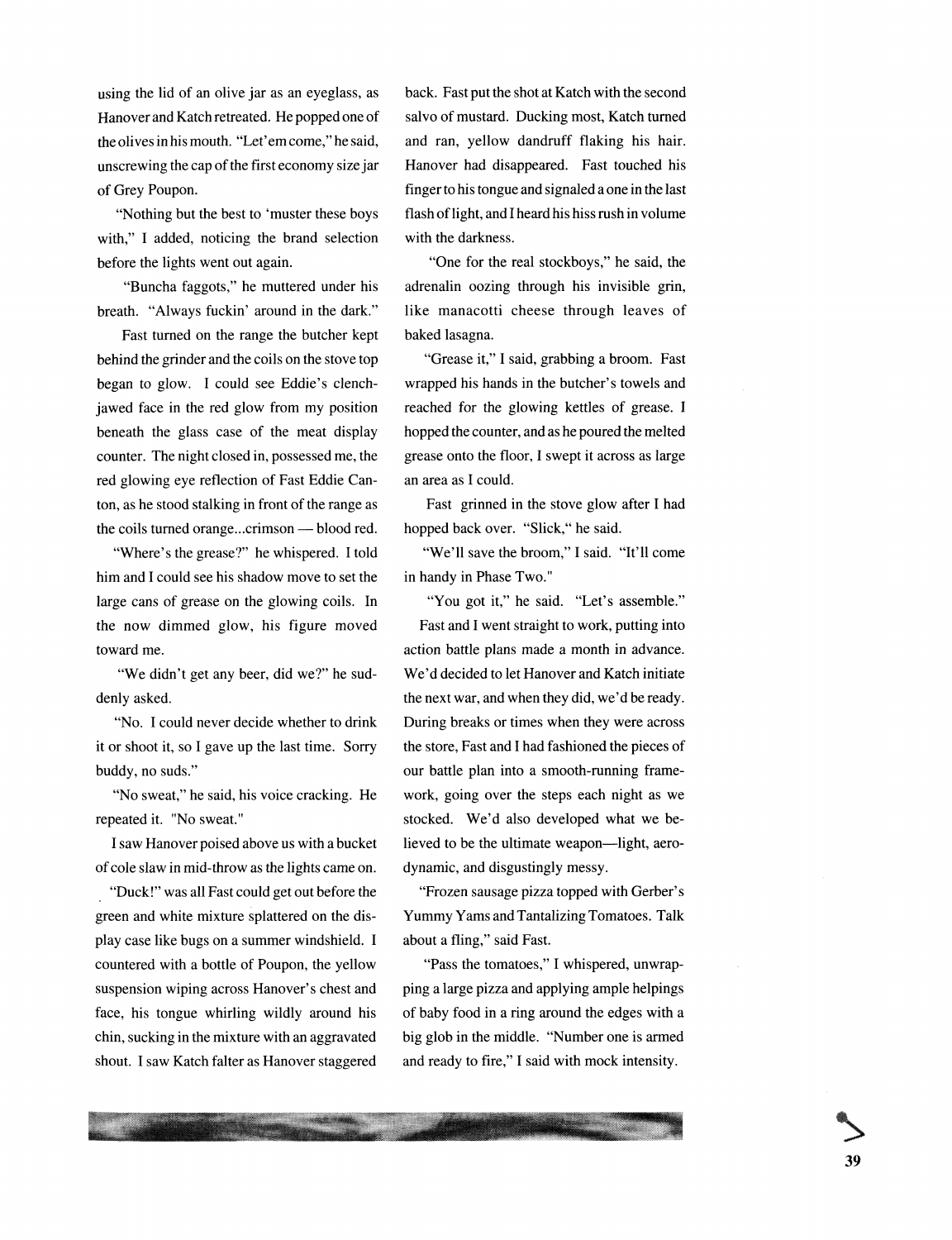using the lid of an olive jar as an eyeglass, as Hanover and Katch retreated. He popped one of the olives in his mouth. "Let'em come," he said, unscrewing the cap of the first economy size jar of Grey Poupon.

"Nothing but the best to 'muster these boys with," I added, noticing the brand selection before the lights went out again.

"Buncha faggots," he muttered under his breath. "Always fuckin' around in the dark."

Fast turned on the range the butcher kept behind the grinder and the coils on the stove top began to glow. I could see Eddie's clench-jawed face in the red glow from my position beneath the glass case of the meat display counter. The night closed in, possessed me, the red glowing eye reflection of Fast Eddie Canton, as he stood stalking in front of the range as the coils turned orange...crimson — blood red.

"Where's the grease?" he whispered. I told him and I could see his shadow move to set the large cans of grease on the glowing coils. In the now dimmed glow, his figure moved toward me.

"We didn't get any beer, did we?" he suddenly asked.

"No. I could never decide whether to drink it or shoot it, so I gave up the last time. Sorry buddy, no suds."

"No sweat," he said, his voice cracking. He repeated it. "No sweat."

I saw Hanover poised above us with a bucket of cole slaw in mid-throw as the lights came on.

"Duck!" was all Fast could get out before the green and white mixture splattered on the display case like bugs on a summer windshield. I countered with a bottle of Poupon, the yellow suspension wiping across Hanover's chest and face, his tongue whirling wildly around his chin, sucking in the mixture with an aggravated shout. I saw Katch falter as Hanover staggered back. Fast put the shot at Katch with the second salvo of mustard. Ducking most, Katch turned and ran, yellow dandruff flaking his hair. Hanover had disappeared. Fast touched his finger to his tongue and signaled a one in the last flash of light, and I heard his hiss rush in volume with the darkness.

"One for the real stockboys," he said, the adrenalin oozing through his invisible grin, like manacotti cheese through leaves of baked lasagna.

"Grease it," I said, grabbing a broom. Fast wrapped his hands in the butcher's towels and reached for the glowing kettles of grease. I hopped the counter, and as he poured the melted grease onto the floor, I swept it across as large an area as I could.

Fast grinned in the stove glow after I had hopped back over. "Slick," he said.

"We'll save the broom," I said. "It'll come in handy in Phase Two."

"You got it," he said. "Let's assemble."

Fast and I went straight to work, putting into action battle plans made a month in advance. We'd decided to let Hanover and Katch initiate the next war, and when they did, we'd be ready. During breaks or times when they were across the store, Fast and I had fashioned the pieces of our battle plan into a smooth-running framework, going over the steps each night as we stocked. We'd also developed what we believed to be the ultimate weapon—light, aerodynamic, and disgustingly messy.

"Frozen sausage pizza topped with Gerber's Yummy Yams and Tantalizing Tomatoes. Talk about a fling," said Fast.

"Pass the tomatoes," I whispered, unwrapping a large pizza and applying ample helpings of baby food in a ring around the edges with a big glob in the middle. "Number one is armed and ready to fire," I said with mock intensity.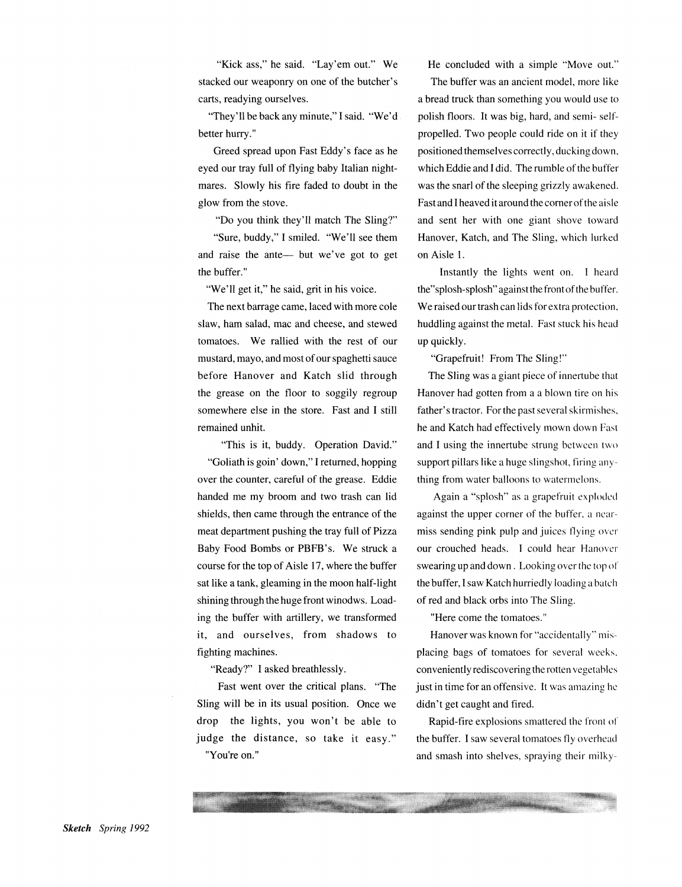"Kick ass," he said. "Lay'em out." We stacked our weaponry on one of the butcher's carts, readying ourselves.

"They'll be back any minute," I said. "We'd better hurry."

Greed spread upon Fast Eddy's face as he eyed our tray full of flying baby Italian nightmares. Slowly his fire faded to doubt in the glow from the stove.

"Do you think they'll match The Sling?"

"Sure, buddy," I smiled. "We'll see them and raise the ante— but we've got to get the buffer."

"We'll get it," he said, grit in his voice.

The next barrage came, laced with more cole slaw, ham salad, mac and cheese, and stewed tomatoes. We rallied with the rest of our mustard, mayo, and most of our spaghetti sauce before Hanover and Katch slid through the grease on the floor to soggily regroup somewhere else in the store. Fast and I still remained unhit.

"This is it, buddy. Operation David."

"Goliath is goin' down," I returned, hopping over the counter, careful of the grease. Eddie handed me my broom and two trash can lid shields, then came through the entrance of the meat department pushing the tray full of Pizza Baby Food Bombs or PBFB's. We struck a course for the top of Aisle 17, where the buffer sat like a tank, gleaming in the moon half-light shining through the huge front winodws. Loading the buffer with artillery, we transformed it, and ourselves, from shadows to fighting machines.

"Ready?" I asked breathlessly.

Fast went over the critical plans. "The Sling will be in its usual position. Once we drop the lights, you won't be able to judge the distance, so take it easy."

"You're on."

He concluded with a simple "Move out."

The buffer was an ancient model, more like a bread truck than something you would use to polish floors. It was big, hard, and semi- self-propelled. Two people could ride on it if they positioned themselves correctly, ducking down, which Eddie and I did. The rumble of the buffer was the snarl of the sleeping grizzly awakened. Fast and I heaved it around the corner of the aisle and sent her with one giant shove toward Hanover, Katch, and The Sling, which lurked on Aisle 1.

Instantly the lights went on. I heard the"splosh-splosh" against the front of the buffer. We raised our trash can lids for extra protection, huddling against the metal. Fast stuck his head up quickly.

"Grapefruit! From The Sling!"

The Sling was a giant piece of innertube that Hanover had gotten from a a blown tire on his father's tractor. For the past several skirmishes, he and Katch had effectively mown down Fast and I using the innertube strung between two support pillars like a huge slingshot, firing anything from water balloons to watermelons.

Again a "splosh" as a grapefruit exploded against the upper corner of the buffer, a near-miss sending pink pulp and juices flying over our crouched heads. I could hear Hanover swearing up and down. Looking over the top of the buffer, I saw Katch hurriedly loading a batch of red and black orbs into The Sling.

"Here come the tomatoes."

Hanover was known for "accidentally" misplacing bags of tomatoes for several weeks, conveniently rediscovering the rotten vegetables just in time for an offensive. It was amazing he didn't get caught and fired.

Rapid-fire explosions smattered the front of the buffer. I saw several tomatoes fly overhead and smash into shelves, spraying their milky-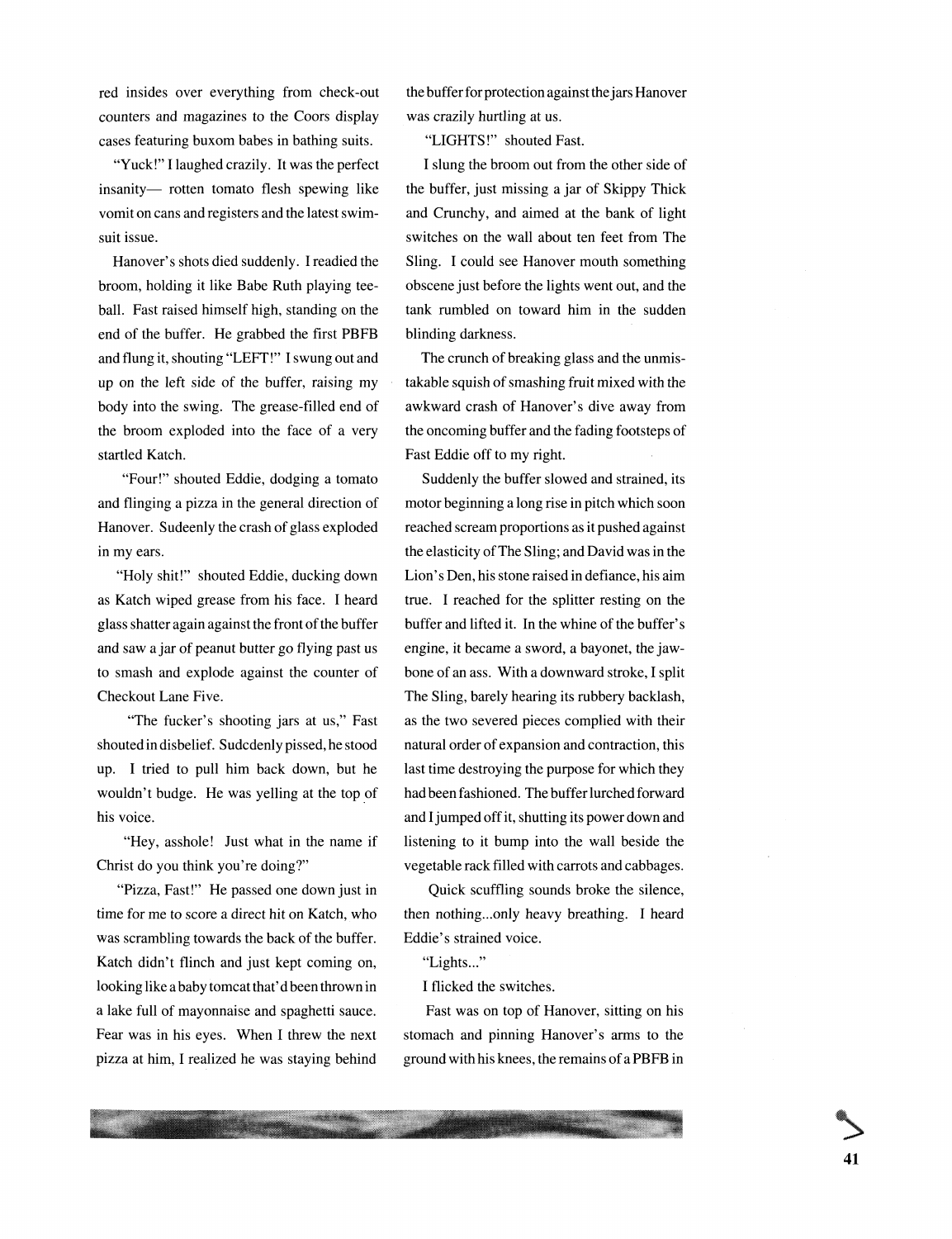red insides over everything from check-out counters and magazines to the Coors display cases featuring buxom babes in bathing suits.

"Yuck!" I laughed crazily. It was the perfect insanity— rotten tomato flesh spewing like vomit on cans and registers and the latest swim-suit issue.

Hanover's shots died suddenly. I readied the broom, holding it like Babe Ruth playing tee-ball. Fast raised himself high, standing on the end of the buffer. He grabbed the first PBFB and flung it, shouting "LEFT!" I swung out and up on the left side of the buffer, raising my body into the swing. The grease-filled end of the broom exploded into the face of a very startled Katch.

"Four!" shouted Eddie, dodging a tomato and flinging a pizza in the general direction of Hanover. Sudeenly the crash of glass exploded in my ears.

"Holy shit!" shouted Eddie, ducking down as Katch wiped grease from his face. I heard glass shatter again against the front of the buffer and saw a jar of peanut butter go flying past us to smash and explode against the counter of Checkout Lane Five.

"The fucker's shooting jars at us," Fast shouted in disbelief. Sudcdenly pissed, he stood up. I tried to pull him back down, but he wouldn't budge. He was yelling at the top of his voice.

"Hey, asshole! Just what in the name if Christ do you think you're doing?"

"Pizza, Fast!" He passed one down just in time for me to score a direct hit on Katch, who was scrambling towards the back of the buffer. Katch didn't flinch and just kept coming on, looking like a baby tomcat that'd been thrown in a lake full of mayonnaise and spaghetti sauce. Fear was in his eyes. When I threw the next pizza at him, I realized he was staying behind the buffer for protection against the jars Hanover was crazily hurtling at us.

"LIGHTS!" shouted Fast.

I slung the broom out from the other side of the buffer, just missing a jar of Skippy Thick and Crunchy, and aimed at the bank of light switches on the wall about ten feet from The Sling. I could see Hanover mouth something obscene just before the lights went out, and the tank rumbled on toward him in the sudden blinding darkness.

The crunch of breaking glass and the unmistakable squish of smashing fruit mixed with the awkward crash of Hanover's dive away from the oncoming buffer and the fading footsteps of Fast Eddie off to my right.

Suddenly the buffer slowed and strained, its motor beginning a long rise in pitch which soon reached scream proportions as it pushed against the elasticity of The Sling; and David was in the Lion's Den, his stone raised in defiance, his aim true. I reached for the splitter resting on the buffer and lifted it. In the whine of the buffer's engine, it became a sword, a bayonet, the jaw-bone of an ass. With a downward stroke, I split The Sling, barely hearing its rubbery backlash, as the two severed pieces complied with their natural order of expansion and contraction, this last time destroying the purpose for which they had been fashioned. The buffer lurched forward and I jumped off it, shutting its power down and listening to it bump into the wall beside the vegetable rack filled with carrots and cabbages.

Quick scuffling sounds broke the silence, then nothing...only heavy breathing. I heard Eddie's strained voice.

"Lights..."

I flicked the switches.

Fast was on top of Hanover, sitting on his stomach and pinning Hanover's arms to the ground with his knees, the remains of a PBFB in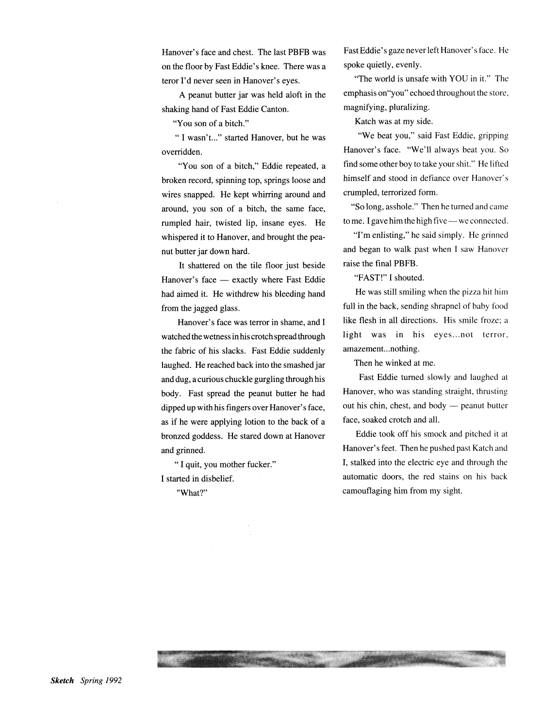Hanover's face and chest. The last PBFB was on the floor by Fast Eddie's knee. There was a teror I'd never seen in Hanover's eyes.

A peanut butter jar was held aloft in the shaking hand of Fast Eddie Canton.

"You son of a bitch."

" I wasn't..." started Hanover, but he was overridden.

"You son of a bitch," Eddie repeated, a broken record, spinning top, springs loose and wires snapped. He kept whirring around and around, you son of a bitch, the same face, rumpled hair, twisted lip, insane eyes. He whispered it to Hanover, and brought the peanut butter jar down hard.

It shattered on the tile floor just beside Hanover's face — exactly where Fast Eddie had aimed it. He withdrew his bleeding hand from the jagged glass.

Hanover's face was terror in shame, and I watched the wetness in his crotch spread through the fabric of his slacks. Fast Eddie suddenly laughed. He reached back into the smashed jar and dug, a curious chuckle gurgling through his body. Fast spread the peanut butter he had dipped up with his fingers over Hanover's face, as if he were applying lotion to the back of a bronzed goddess. He stared down at Hanover and grinned.

" I quit, you mother fucker."

I started in disbelief.

"What?"

Fast Eddie's gaze never left Hanover's face. He spoke quietly, evenly.

"The world is unsafe with YOU in it." The emphasis on"you" echoed throughout the store, magnifying, pluralizing.

Katch was at my side.

"We beat you," said Fast Eddie, gripping Hanover's face. "We'll always beat you. So find some other boy to take your shit." He lifted himself and stood in defiance over Hanover's crumpled, terrorized form.

"So long, asshole." Then he turned and came to me. I gave him the high five — we connected.

"I'm enlisting," he said simply. He grinned and began to walk past when I saw Hanover raise the final PBFB.

"FAST!" I shouted.

He was still smiling when the pizza hit him full in the back, sending shrapnel of baby food like flesh in all directions. His smile froze; a light was in his eyes...not terror, amazement...nothing.

Then he winked at me.

Fast Eddie turned slowly and laughed at Hanover, who was standing straight, thrusting out his chin, chest, and body — peanut butter face, soaked crotch and all.

Eddie took off his smock and pitched it at Hanover's feet. Then he pushed past Katch and I, stalked into the electric eye and through the automatic doors, the red stains on his back camouflaging him from my sight.